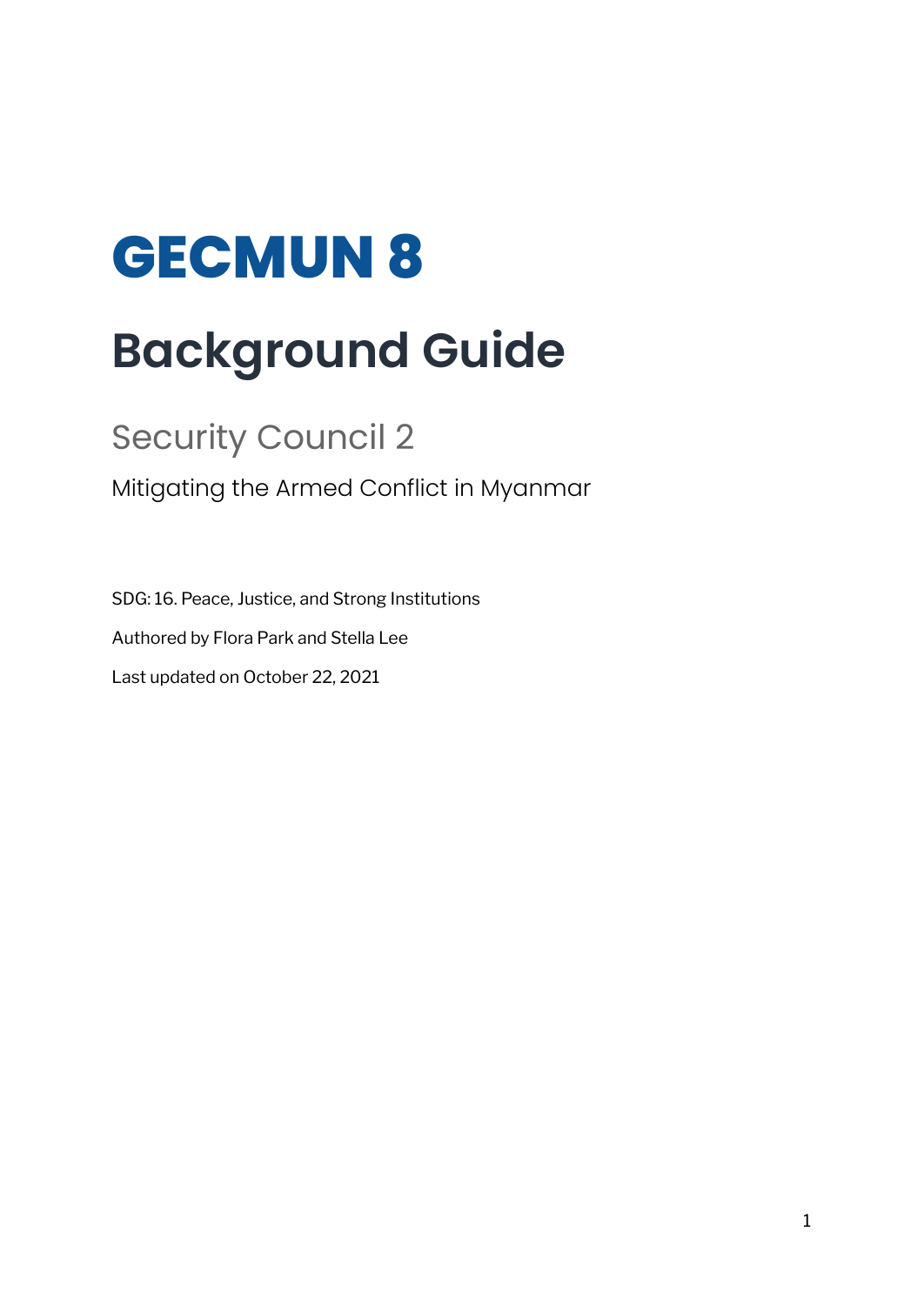# GECMUN 8

# Background Guide

## Security Council 2

### Mitigating the Armed Conflict in Myanmar

SDG: 16. Peace, Justice, and Strong Institutions

Authored by Flora Park and Stella Lee

Last updated on October 22, 2021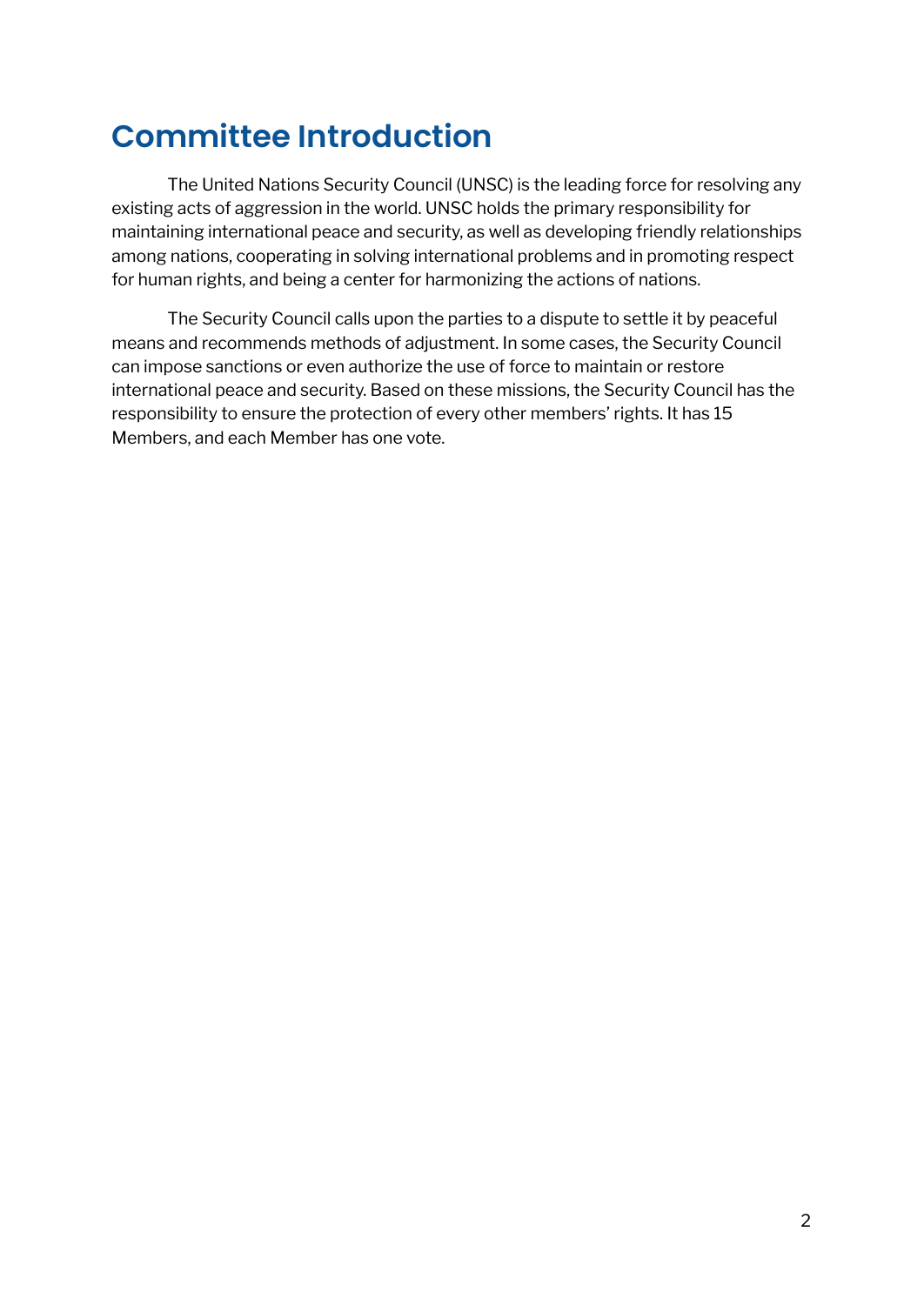# Committee Introduction

The United Nations Security Council (UNSC) is the leading force for resolving any existing acts of aggression in the world. UNSC holds the primary responsibility for maintaining international peace and security, as well as developing friendly relationships among nations, cooperating in solving international problems and in promoting respect for human rights, and being a center for harmonizing the actions of nations.

The Security Council calls upon the parties to a dispute to settle it by peaceful means and recommends methods of adjustment. In some cases, the Security Council can impose sanctions or even authorize the use of force to maintain or restore international peace and security. Based on these missions, the Security Council has the responsibility to ensure the protection of every other members' rights. It has 15 Members, and each Member has one vote.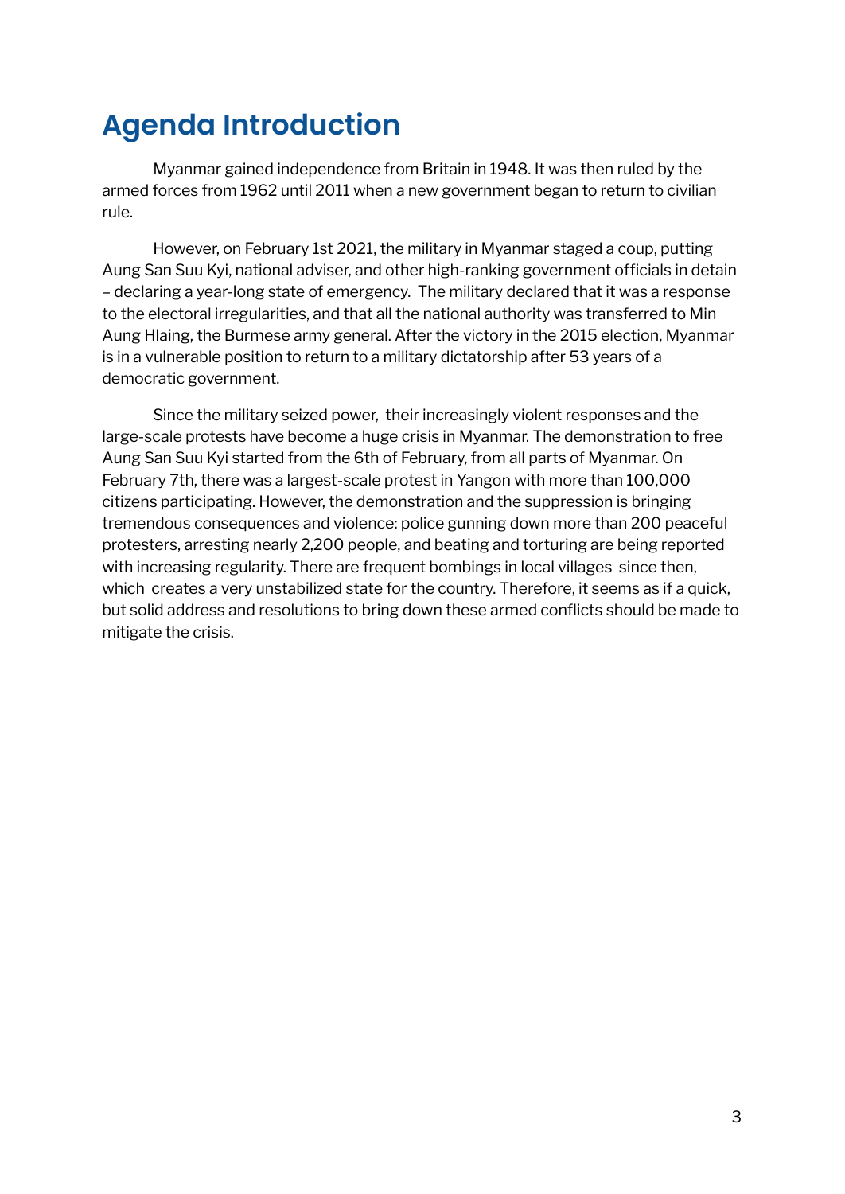# Agenda Introduction

Myanmar gained independence from Britain in 1948. It was then ruled by the armed forces from 1962 until 2011 when a new government began to return to civilian rule.

However, on February 1st 2021, the military in Myanmar staged a coup, putting Aung San Suu Kyi, national adviser, and other high-ranking government officials in detain – declaring a year-long state of emergency. The military declared that it was a response to the electoral irregularities, and that all the national authority was transferred to Min Aung Hlaing, the Burmese army general. After the victory in the 2015 election, Myanmar is in a vulnerable position to return to a military dictatorship after 53 years of a democratic government.

Since the military seized power, their increasingly violent responses and the large-scale protests have become a huge crisis in Myanmar. The demonstration to free Aung San Suu Kyi started from the 6th of February, from all parts of Myanmar. On February 7th, there was a largest-scale protest in Yangon with more than 100,000 citizens participating. However, the demonstration and the suppression is bringing tremendous consequences and violence: police gunning down more than 200 peaceful protesters, arresting nearly 2,200 people, and beating and torturing are being reported with increasing regularity. There are frequent bombings in local villages since then, which creates a very unstabilized state for the country. Therefore, it seems as if a quick, but solid address and resolutions to bring down these armed conflicts should be made to mitigate the crisis.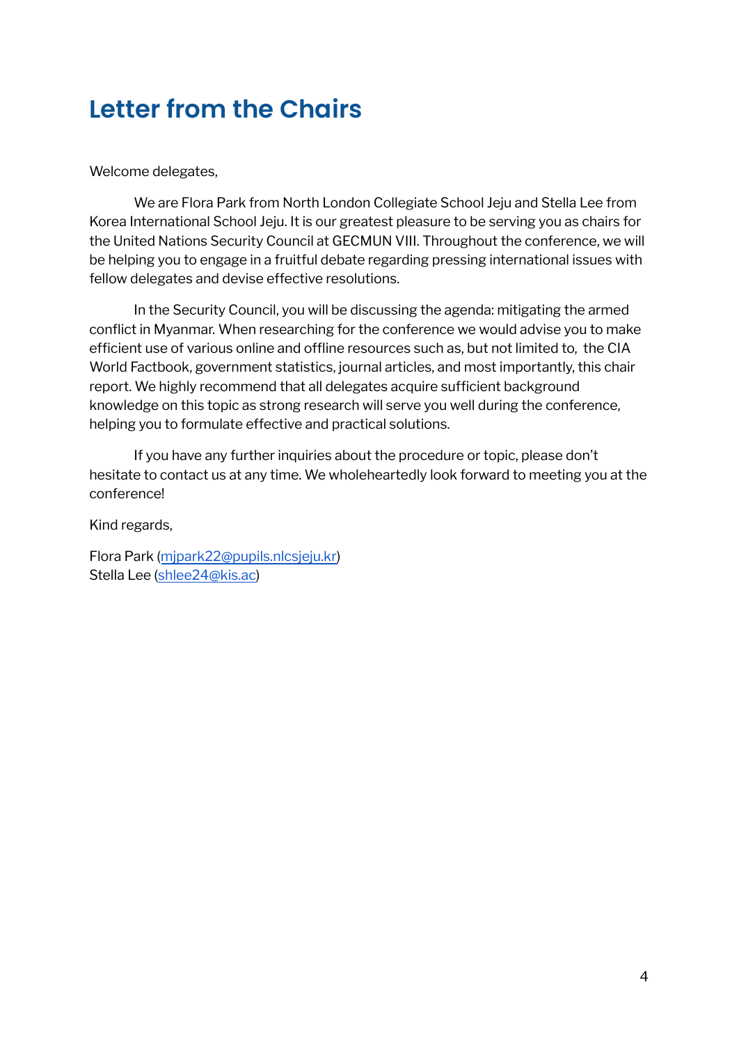# Letter from the Chairs

Welcome delegates,

We are Flora Park from North London Collegiate School Jeju and Stella Lee from Korea International School Jeju. It is our greatest pleasure to be serving you as chairs for the United Nations Security Council at GECMUN VIII. Throughout the conference, we will be helping you to engage in a fruitful debate regarding pressing international issues with fellow delegates and devise effective resolutions.

In the Security Council, you will be discussing the agenda: mitigating the armed conflict in Myanmar. When researching for the conference we would advise you to make efficient use of various online and offline resources such as, but not limited to, the CIA World Factbook, government statistics, journal articles, and most importantly, this chair report. We highly recommend that all delegates acquire sufficient background knowledge on this topic as strong research will serve you well during the conference, helping you to formulate effective and practical solutions.

If you have any further inquiries about the procedure or topic, please don't hesitate to contact us at any time. We wholeheartedly look forward to meeting you at the conference!

Kind regards,

Flora Park (mjpark22@pupils.nlcsjeju.kr)
Stella Lee (shlee24@kis.ac)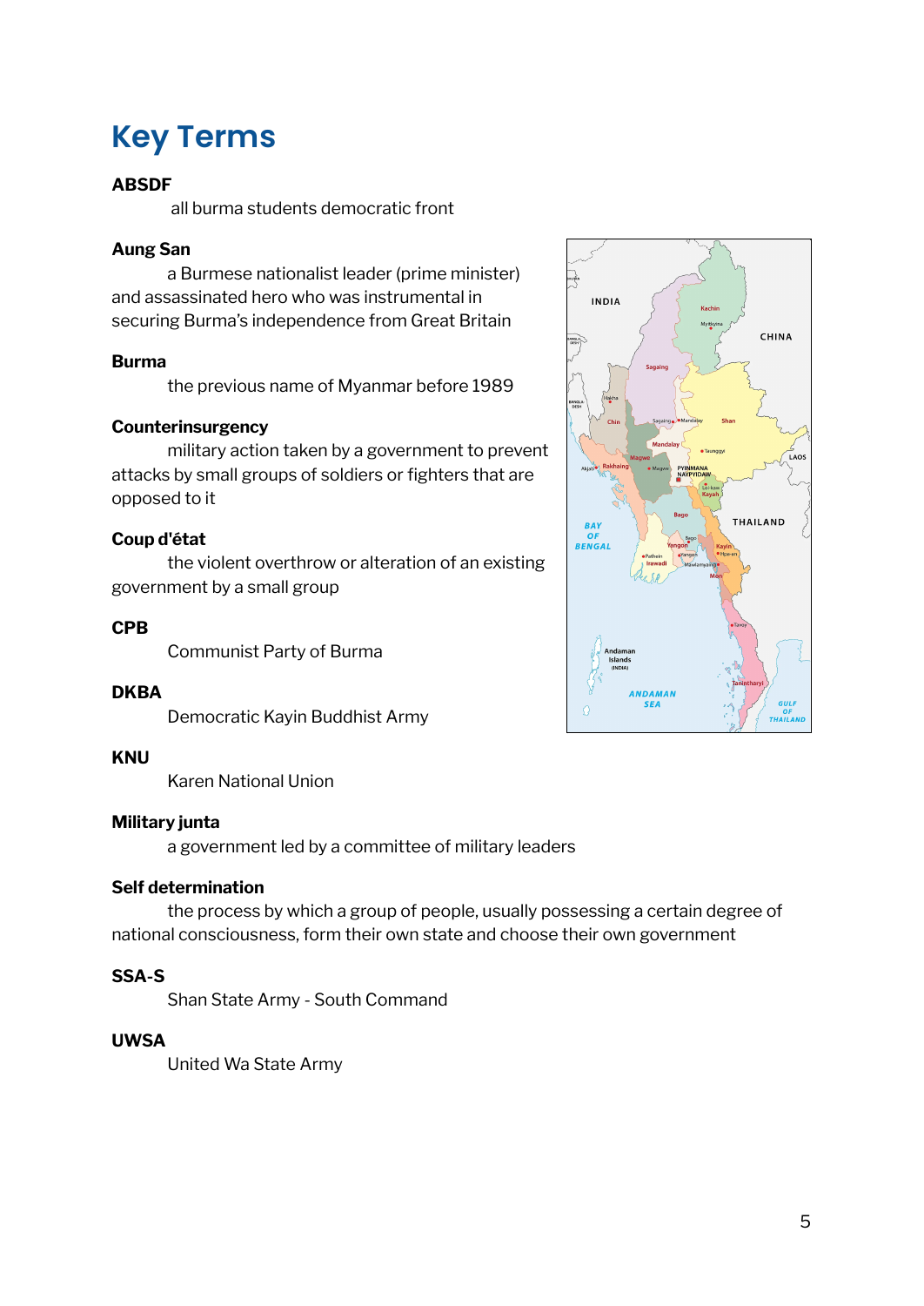# Key Terms

**ABSDF**

all burma students democratic front

**Aung San**

a Burmese nationalist leader (prime minister) and assassinated hero who was instrumental in securing Burma's independence from Great Britain

**Burma**

the previous name of Myanmar before 1989

**Counterinsurgency**

military action taken by a government to prevent attacks by small groups of soldiers or fighters that are opposed to it

**Coup d'état**

the violent overthrow or alteration of an existing government by a small group

**CPB**

Communist Party of Burma

**DKBA**

Democratic Kayin Buddhist Army

**KNU**

Karen National Union

**Military junta**

a government led by a committee of military leaders

**Self determination**

the process by which a group of people, usually possessing a certain degree of national consciousness, form their own state and choose their own government

**SSA-S**

Shan State Army - South Command

**UWSA**

United Wa State Army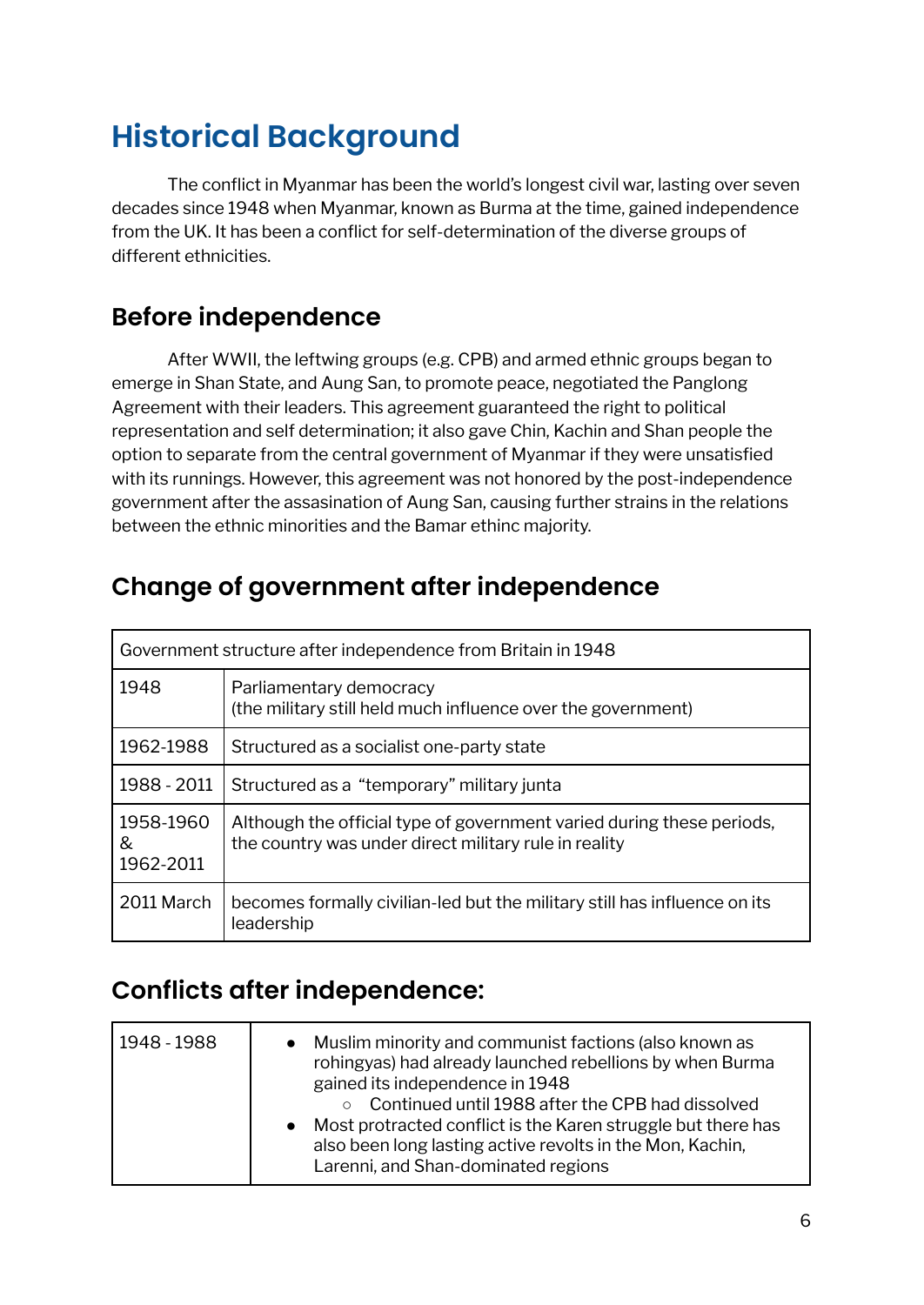# Historical Background

The conflict in Myanmar has been the world's longest civil war, lasting over seven decades since 1948 when Myanmar, known as Burma at the time, gained independence from the UK. It has been a conflict for self-determination of the diverse groups of different ethnicities.

## Before independence

After WWII, the leftwing groups (e.g. CPB) and armed ethnic groups began to emerge in Shan State, and Aung San, to promote peace, negotiated the Panglong Agreement with their leaders. This agreement guaranteed the right to political representation and self determination; it also gave Chin, Kachin and Shan people the option to separate from the central government of Myanmar if they were unsatisfied with its runnings. However, this agreement was not honored by the post-independence government after the assasination of Aung San, causing further strains in the relations between the ethnic minorities and the Bamar ethinc majority.

## Change of government after independence

| Government structure after independence from Britain in 1948 | |
|---|---|
| 1948 | Parliamentary democracy<br>(the military still held much influence over the government) |
| 1962-1988 | Structured as a socialist one-party state |
| 1988 - 2011 | Structured as a "temporary" military junta |
| 1958-1960 & 1962-2011 | Although the official type of government varied during these periods, the country was under direct military rule in reality |
| 2011 March | becomes formally civilian-led but the military still has influence on its leadership |

## Conflicts after independence:

| | |
|---|---|
| 1948 - 1988 | • Muslim minority and communist factions (also known as rohingyas) had already launched rebellions by when Burma gained its independence in 1948<br>&nbsp;&nbsp;&nbsp;&nbsp;○ Continued until 1988 after the CPB had dissolved<br>• Most protracted conflict is the Karen struggle but there has also been long lasting active revolts in the Mon, Kachin, Larenni, and Shan-dominated regions |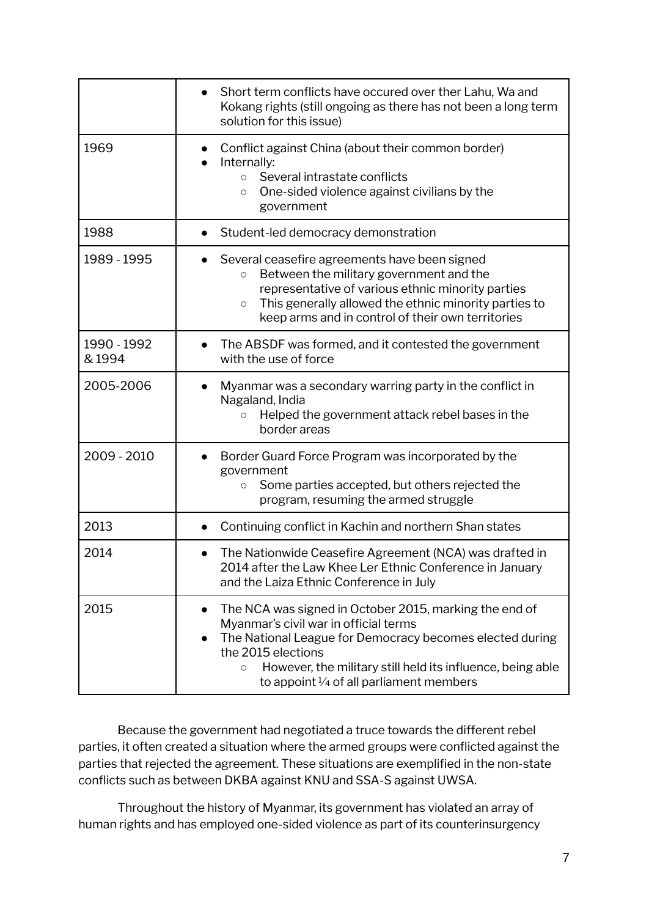| | |
|---|---|
| | • Short term conflicts have occured over ther Lahu, Wa and Kokang rights (still ongoing as there has not been a long term solution for this issue) |
| 1969 | • Conflict against China (about their common border)<br>• Internally:<br>&nbsp;&nbsp;○ Several intrastate conflicts<br>&nbsp;&nbsp;○ One-sided violence against civilians by the government |
| 1988 | • Student-led democracy demonstration |
| 1989 - 1995 | • Several ceasefire agreements have been signed<br>&nbsp;&nbsp;○ Between the military government and the representative of various ethnic minority parties<br>&nbsp;&nbsp;○ This generally allowed the ethnic minority parties to keep arms and in control of their own territories |
| 1990 - 1992 & 1994 | • The ABSDF was formed, and it contested the government with the use of force |
| 2005-2006 | • Myanmar was a secondary warring party in the conflict in Nagaland, India<br>&nbsp;&nbsp;○ Helped the government attack rebel bases in the border areas |
| 2009 - 2010 | • Border Guard Force Program was incorporated by the government<br>&nbsp;&nbsp;○ Some parties accepted, but others rejected the program, resuming the armed struggle |
| 2013 | • Continuing conflict in Kachin and northern Shan states |
| 2014 | • The Nationwide Ceasefire Agreement (NCA) was drafted in 2014 after the Law Khee Ler Ethnic Conference in January and the Laiza Ethnic Conference in July |
| 2015 | • The NCA was signed in October 2015, marking the end of Myanmar's civil war in official terms<br>• The National League for Democracy becomes elected during the 2015 elections<br>&nbsp;&nbsp;○ However, the military still held its influence, being able to appoint ¼ of all parliament members |

Because the government had negotiated a truce towards the different rebel parties, it often created a situation where the armed groups were conflicted against the parties that rejected the agreement. These situations are exemplified in the non-state conflicts such as between DKBA against KNU and SSA-S against UWSA.

Throughout the history of Myanmar, its government has violated an array of human rights and has employed one-sided violence as part of its counterinsurgency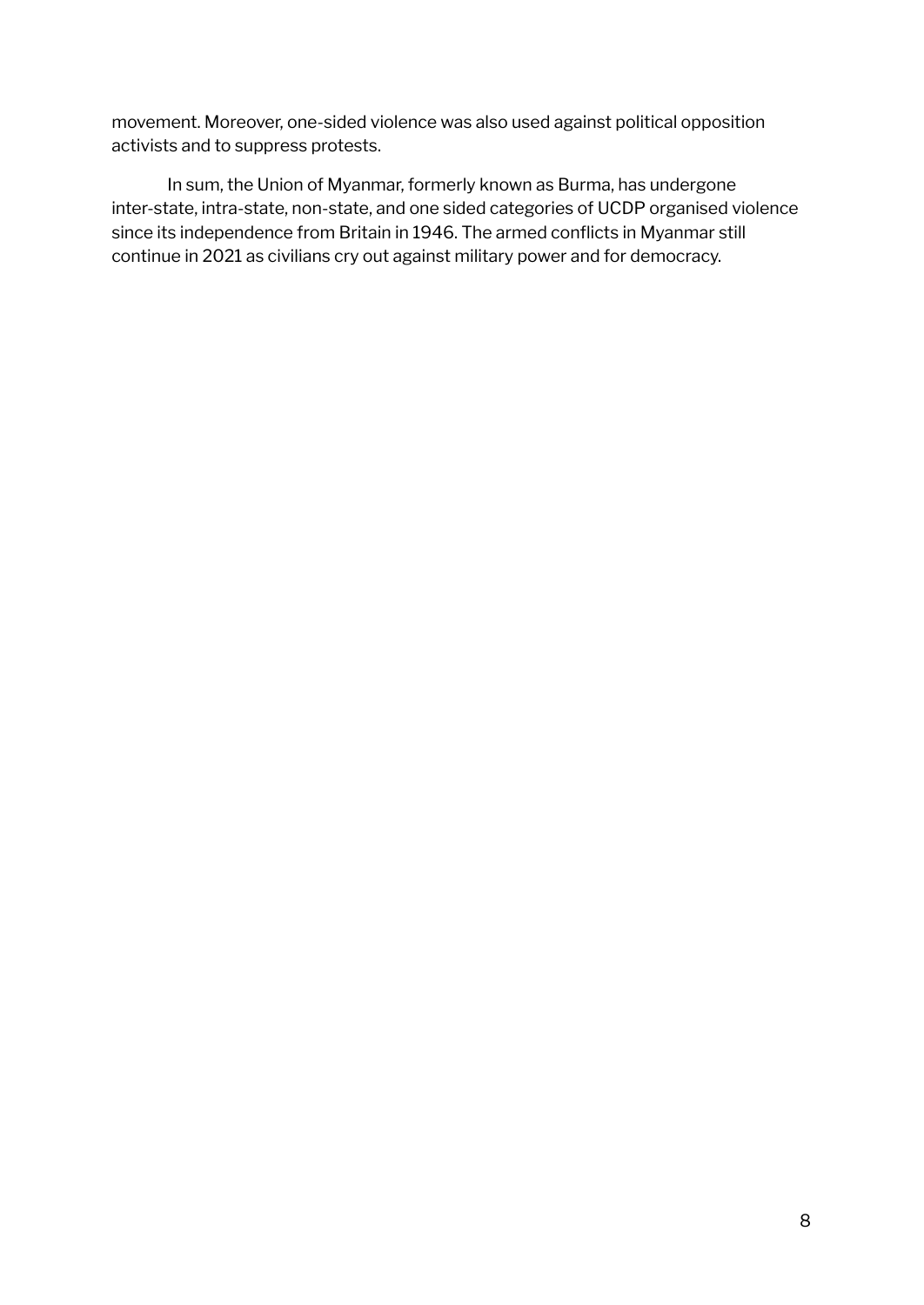movement. Moreover, one-sided violence was also used against political opposition activists and to suppress protests.

In sum, the Union of Myanmar, formerly known as Burma, has undergone inter-state, intra-state, non-state, and one sided categories of UCDP organised violence since its independence from Britain in 1946. The armed conflicts in Myanmar still continue in 2021 as civilians cry out against military power and for democracy.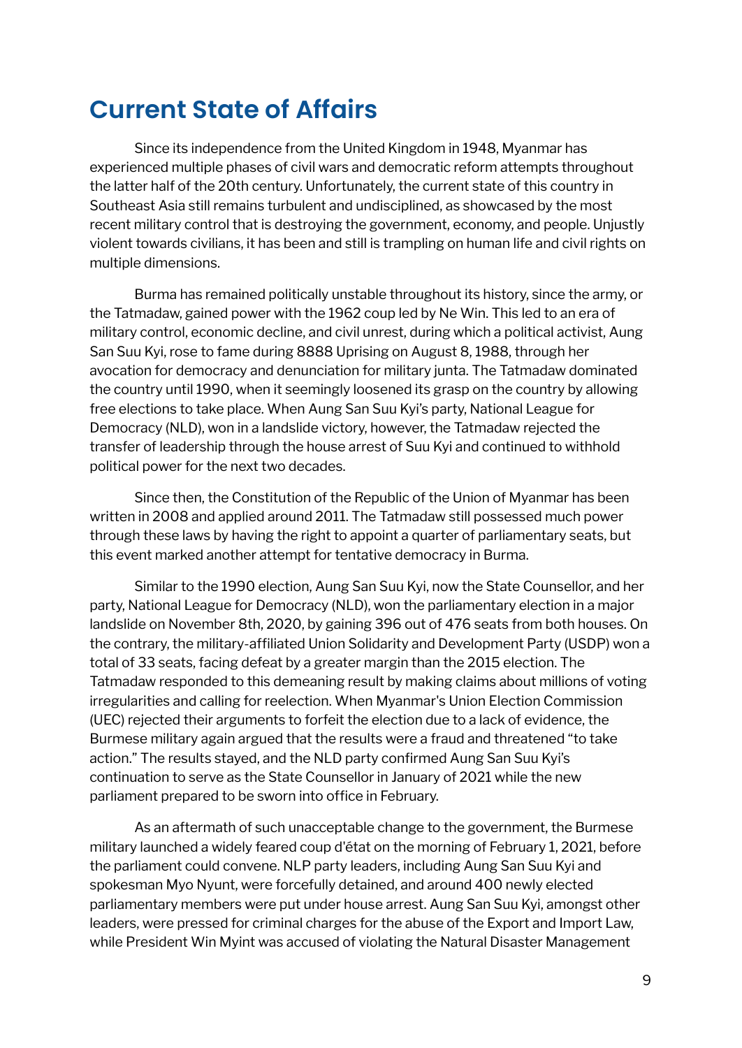# Current State of Affairs

Since its independence from the United Kingdom in 1948, Myanmar has experienced multiple phases of civil wars and democratic reform attempts throughout the latter half of the 20th century. Unfortunately, the current state of this country in Southeast Asia still remains turbulent and undisciplined, as showcased by the most recent military control that is destroying the government, economy, and people. Unjustly violent towards civilians, it has been and still is trampling on human life and civil rights on multiple dimensions.

Burma has remained politically unstable throughout its history, since the army, or the Tatmadaw, gained power with the 1962 coup led by Ne Win. This led to an era of military control, economic decline, and civil unrest, during which a political activist, Aung San Suu Kyi, rose to fame during 8888 Uprising on August 8, 1988, through her avocation for democracy and denunciation for military junta. The Tatmadaw dominated the country until 1990, when it seemingly loosened its grasp on the country by allowing free elections to take place. When Aung San Suu Kyi's party, National League for Democracy (NLD), won in a landslide victory, however, the Tatmadaw rejected the transfer of leadership through the house arrest of Suu Kyi and continued to withhold political power for the next two decades.

Since then, the Constitution of the Republic of the Union of Myanmar has been written in 2008 and applied around 2011. The Tatmadaw still possessed much power through these laws by having the right to appoint a quarter of parliamentary seats, but this event marked another attempt for tentative democracy in Burma.

Similar to the 1990 election, Aung San Suu Kyi, now the State Counsellor, and her party, National League for Democracy (NLD), won the parliamentary election in a major landslide on November 8th, 2020, by gaining 396 out of 476 seats from both houses. On the contrary, the military-affiliated Union Solidarity and Development Party (USDP) won a total of 33 seats, facing defeat by a greater margin than the 2015 election. The Tatmadaw responded to this demeaning result by making claims about millions of voting irregularities and calling for reelection. When Myanmar's Union Election Commission (UEC) rejected their arguments to forfeit the election due to a lack of evidence, the Burmese military again argued that the results were a fraud and threatened "to take action." The results stayed, and the NLD party confirmed Aung San Suu Kyi's continuation to serve as the State Counsellor in January of 2021 while the new parliament prepared to be sworn into office in February.

As an aftermath of such unacceptable change to the government, the Burmese military launched a widely feared coup d'état on the morning of February 1, 2021, before the parliament could convene. NLP party leaders, including Aung San Suu Kyi and spokesman Myo Nyunt, were forcefully detained, and around 400 newly elected parliamentary members were put under house arrest. Aung San Suu Kyi, amongst other leaders, were pressed for criminal charges for the abuse of the Export and Import Law, while President Win Myint was accused of violating the Natural Disaster Management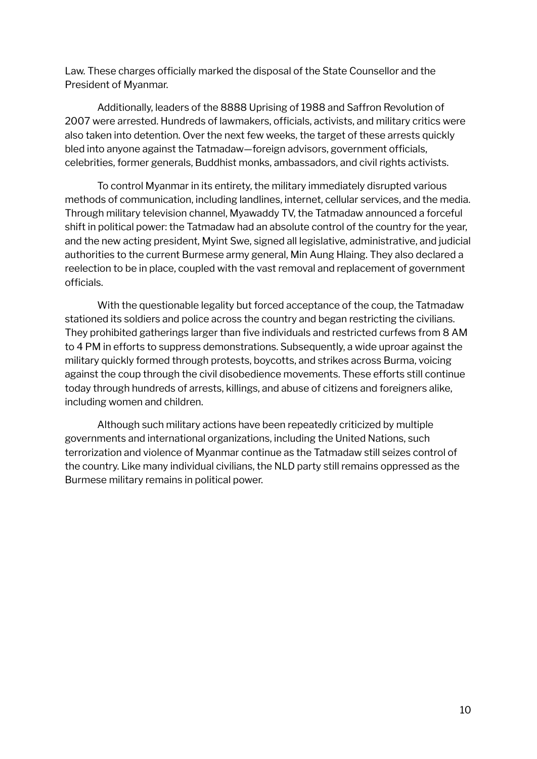Law. These charges officially marked the disposal of the State Counsellor and the President of Myanmar.

Additionally, leaders of the 8888 Uprising of 1988 and Saffron Revolution of 2007 were arrested. Hundreds of lawmakers, officials, activists, and military critics were also taken into detention. Over the next few weeks, the target of these arrests quickly bled into anyone against the Tatmadaw—foreign advisors, government officials, celebrities, former generals, Buddhist monks, ambassadors, and civil rights activists.

To control Myanmar in its entirety, the military immediately disrupted various methods of communication, including landlines, internet, cellular services, and the media. Through military television channel, Myawaddy TV, the Tatmadaw announced a forceful shift in political power: the Tatmadaw had an absolute control of the country for the year, and the new acting president, Myint Swe, signed all legislative, administrative, and judicial authorities to the current Burmese army general, Min Aung Hlaing. They also declared a reelection to be in place, coupled with the vast removal and replacement of government officials.

With the questionable legality but forced acceptance of the coup, the Tatmadaw stationed its soldiers and police across the country and began restricting the civilians. They prohibited gatherings larger than five individuals and restricted curfews from 8 AM to 4 PM in efforts to suppress demonstrations. Subsequently, a wide uproar against the military quickly formed through protests, boycotts, and strikes across Burma, voicing against the coup through the civil disobedience movements. These efforts still continue today through hundreds of arrests, killings, and abuse of citizens and foreigners alike, including women and children.

Although such military actions have been repeatedly criticized by multiple governments and international organizations, including the United Nations, such terrorization and violence of Myanmar continue as the Tatmadaw still seizes control of the country. Like many individual civilians, the NLD party still remains oppressed as the Burmese military remains in political power.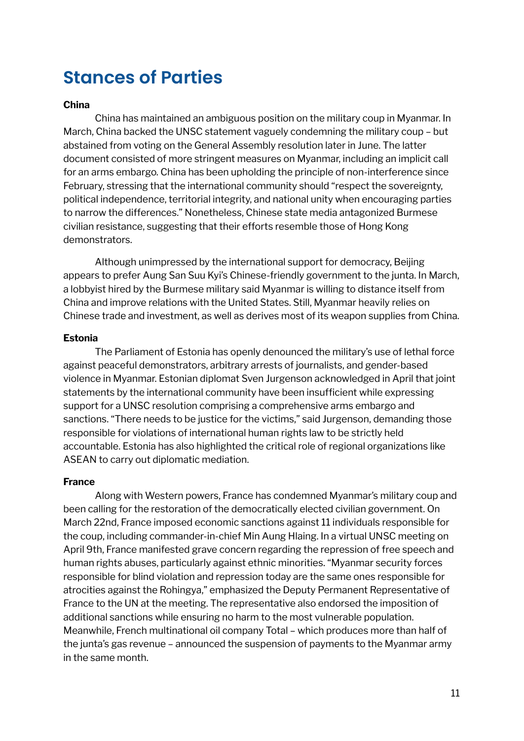# Stances of Parties

**China**

China has maintained an ambiguous position on the military coup in Myanmar. In March, China backed the UNSC statement vaguely condemning the military coup – but abstained from voting on the General Assembly resolution later in June. The latter document consisted of more stringent measures on Myanmar, including an implicit call for an arms embargo. China has been upholding the principle of non-interference since February, stressing that the international community should "respect the sovereignty, political independence, territorial integrity, and national unity when encouraging parties to narrow the differences." Nonetheless, Chinese state media antagonized Burmese civilian resistance, suggesting that their efforts resemble those of Hong Kong demonstrators.

Although unimpressed by the international support for democracy, Beijing appears to prefer Aung San Suu Kyi's Chinese-friendly government to the junta. In March, a lobbyist hired by the Burmese military said Myanmar is willing to distance itself from China and improve relations with the United States. Still, Myanmar heavily relies on Chinese trade and investment, as well as derives most of its weapon supplies from China.

**Estonia**

The Parliament of Estonia has openly denounced the military's use of lethal force against peaceful demonstrators, arbitrary arrests of journalists, and gender-based violence in Myanmar. Estonian diplomat Sven Jurgenson acknowledged in April that joint statements by the international community have been insufficient while expressing support for a UNSC resolution comprising a comprehensive arms embargo and sanctions. "There needs to be justice for the victims," said Jurgenson, demanding those responsible for violations of international human rights law to be strictly held accountable. Estonia has also highlighted the critical role of regional organizations like ASEAN to carry out diplomatic mediation.

**France**

Along with Western powers, France has condemned Myanmar's military coup and been calling for the restoration of the democratically elected civilian government. On March 22nd, France imposed economic sanctions against 11 individuals responsible for the coup, including commander-in-chief Min Aung Hlaing. In a virtual UNSC meeting on April 9th, France manifested grave concern regarding the repression of free speech and human rights abuses, particularly against ethnic minorities. "Myanmar security forces responsible for blind violation and repression today are the same ones responsible for atrocities against the Rohingya," emphasized the Deputy Permanent Representative of France to the UN at the meeting. The representative also endorsed the imposition of additional sanctions while ensuring no harm to the most vulnerable population. Meanwhile, French multinational oil company Total – which produces more than half of the junta's gas revenue – announced the suspension of payments to the Myanmar army in the same month.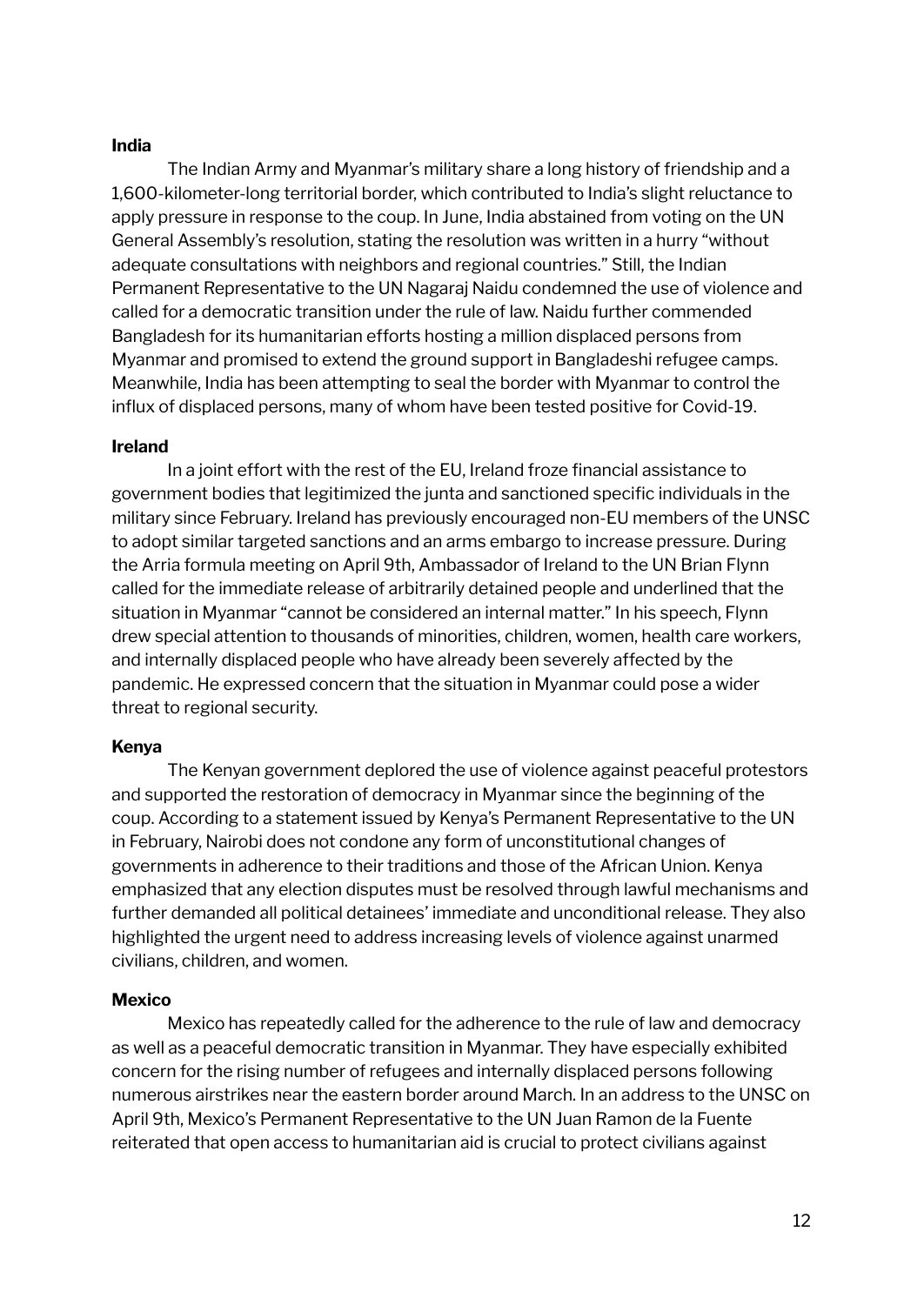**India**

The Indian Army and Myanmar's military share a long history of friendship and a 1,600-kilometer-long territorial border, which contributed to India's slight reluctance to apply pressure in response to the coup. In June, India abstained from voting on the UN General Assembly's resolution, stating the resolution was written in a hurry "without adequate consultations with neighbors and regional countries." Still, the Indian Permanent Representative to the UN Nagaraj Naidu condemned the use of violence and called for a democratic transition under the rule of law. Naidu further commended Bangladesh for its humanitarian efforts hosting a million displaced persons from Myanmar and promised to extend the ground support in Bangladeshi refugee camps. Meanwhile, India has been attempting to seal the border with Myanmar to control the influx of displaced persons, many of whom have been tested positive for Covid-19.

**Ireland**

In a joint effort with the rest of the EU, Ireland froze financial assistance to government bodies that legitimized the junta and sanctioned specific individuals in the military since February. Ireland has previously encouraged non-EU members of the UNSC to adopt similar targeted sanctions and an arms embargo to increase pressure. During the Arria formula meeting on April 9th, Ambassador of Ireland to the UN Brian Flynn called for the immediate release of arbitrarily detained people and underlined that the situation in Myanmar "cannot be considered an internal matter." In his speech, Flynn drew special attention to thousands of minorities, children, women, health care workers, and internally displaced people who have already been severely affected by the pandemic. He expressed concern that the situation in Myanmar could pose a wider threat to regional security.

**Kenya**

The Kenyan government deplored the use of violence against peaceful protestors and supported the restoration of democracy in Myanmar since the beginning of the coup. According to a statement issued by Kenya's Permanent Representative to the UN in February, Nairobi does not condone any form of unconstitutional changes of governments in adherence to their traditions and those of the African Union. Kenya emphasized that any election disputes must be resolved through lawful mechanisms and further demanded all political detainees' immediate and unconditional release. They also highlighted the urgent need to address increasing levels of violence against unarmed civilians, children, and women.

**Mexico**

Mexico has repeatedly called for the adherence to the rule of law and democracy as well as a peaceful democratic transition in Myanmar. They have especially exhibited concern for the rising number of refugees and internally displaced persons following numerous airstrikes near the eastern border around March. In an address to the UNSC on April 9th, Mexico's Permanent Representative to the UN Juan Ramon de la Fuente reiterated that open access to humanitarian aid is crucial to protect civilians against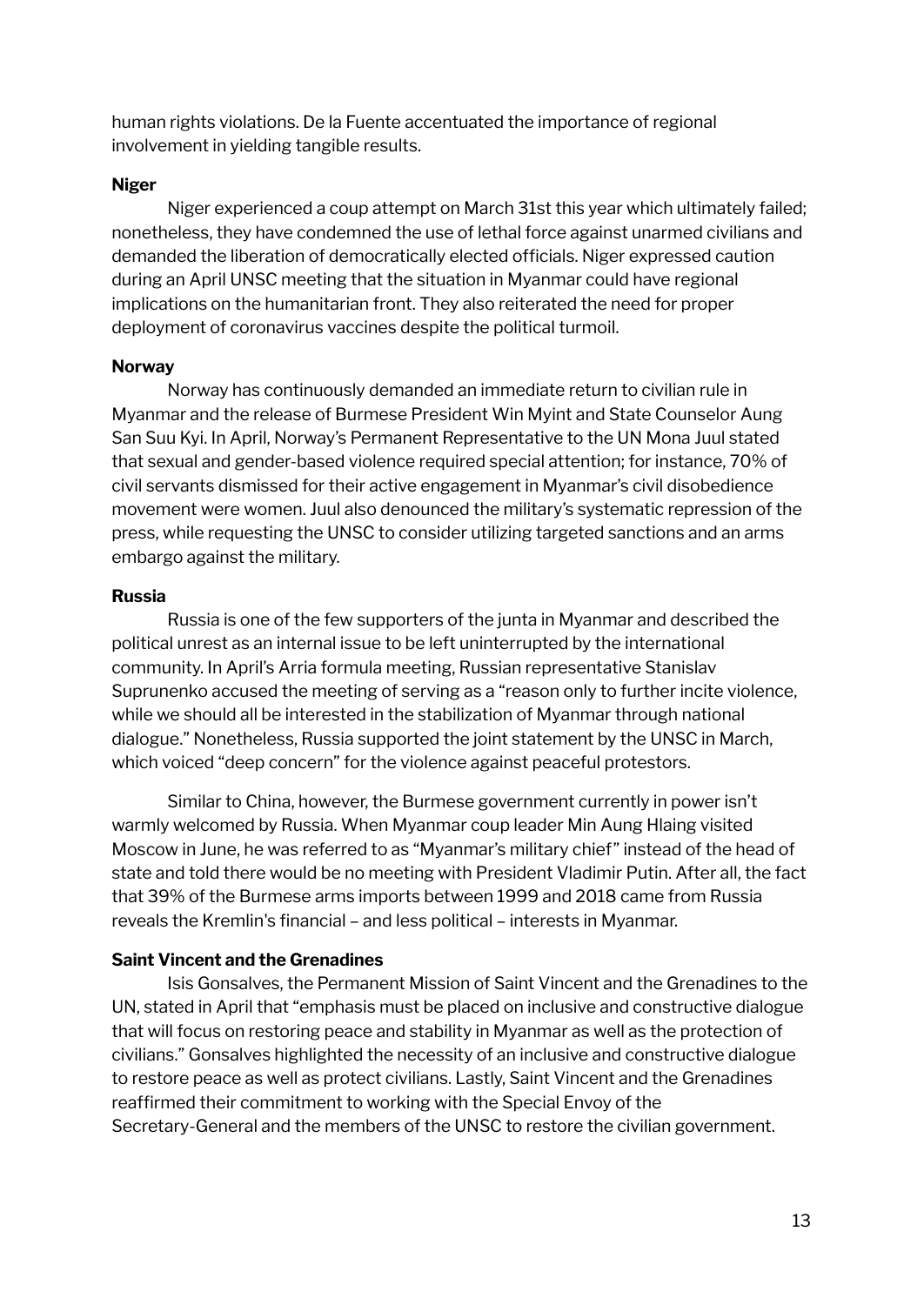human rights violations. De la Fuente accentuated the importance of regional involvement in yielding tangible results.

**Niger**

Niger experienced a coup attempt on March 31st this year which ultimately failed; nonetheless, they have condemned the use of lethal force against unarmed civilians and demanded the liberation of democratically elected officials. Niger expressed caution during an April UNSC meeting that the situation in Myanmar could have regional implications on the humanitarian front. They also reiterated the need for proper deployment of coronavirus vaccines despite the political turmoil.

**Norway**

Norway has continuously demanded an immediate return to civilian rule in Myanmar and the release of Burmese President Win Myint and State Counselor Aung San Suu Kyi. In April, Norway's Permanent Representative to the UN Mona Juul stated that sexual and gender-based violence required special attention; for instance, 70% of civil servants dismissed for their active engagement in Myanmar's civil disobedience movement were women. Juul also denounced the military's systematic repression of the press, while requesting the UNSC to consider utilizing targeted sanctions and an arms embargo against the military.

**Russia**

Russia is one of the few supporters of the junta in Myanmar and described the political unrest as an internal issue to be left uninterrupted by the international community. In April's Arria formula meeting, Russian representative Stanislav Suprunenko accused the meeting of serving as a "reason only to further incite violence, while we should all be interested in the stabilization of Myanmar through national dialogue." Nonetheless, Russia supported the joint statement by the UNSC in March, which voiced "deep concern" for the violence against peaceful protestors.

Similar to China, however, the Burmese government currently in power isn't warmly welcomed by Russia. When Myanmar coup leader Min Aung Hlaing visited Moscow in June, he was referred to as "Myanmar's military chief" instead of the head of state and told there would be no meeting with President Vladimir Putin. After all, the fact that 39% of the Burmese arms imports between 1999 and 2018 came from Russia reveals the Kremlin's financial – and less political – interests in Myanmar.

**Saint Vincent and the Grenadines**

Isis Gonsalves, the Permanent Mission of Saint Vincent and the Grenadines to the UN, stated in April that "emphasis must be placed on inclusive and constructive dialogue that will focus on restoring peace and stability in Myanmar as well as the protection of civilians." Gonsalves highlighted the necessity of an inclusive and constructive dialogue to restore peace as well as protect civilians. Lastly, Saint Vincent and the Grenadines reaffirmed their commitment to working with the Special Envoy of the Secretary-General and the members of the UNSC to restore the civilian government.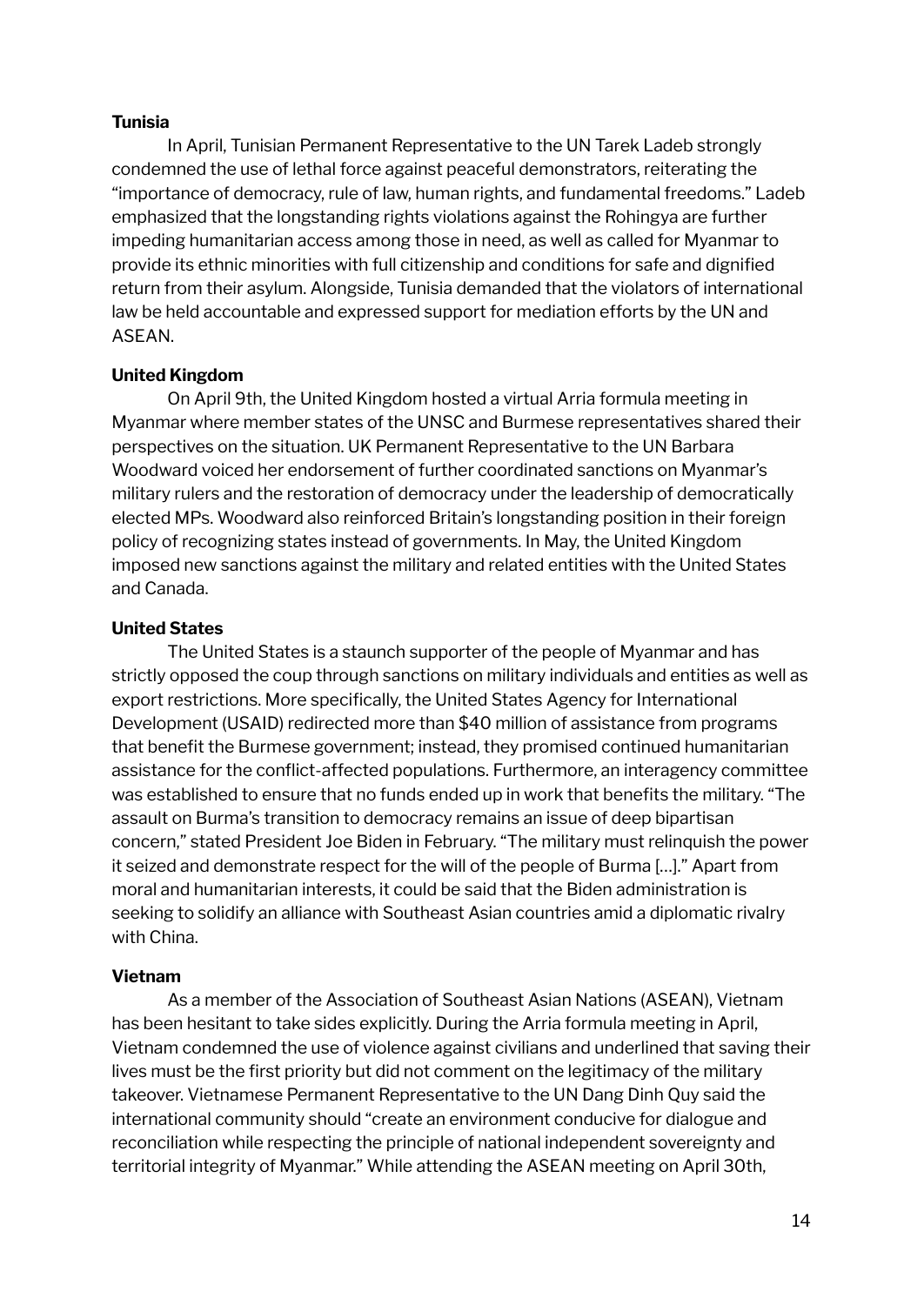**Tunisia**

In April, Tunisian Permanent Representative to the UN Tarek Ladeb strongly condemned the use of lethal force against peaceful demonstrators, reiterating the "importance of democracy, rule of law, human rights, and fundamental freedoms." Ladeb emphasized that the longstanding rights violations against the Rohingya are further impeding humanitarian access among those in need, as well as called for Myanmar to provide its ethnic minorities with full citizenship and conditions for safe and dignified return from their asylum. Alongside, Tunisia demanded that the violators of international law be held accountable and expressed support for mediation efforts by the UN and ASEAN.

**United Kingdom**

On April 9th, the United Kingdom hosted a virtual Arria formula meeting in Myanmar where member states of the UNSC and Burmese representatives shared their perspectives on the situation. UK Permanent Representative to the UN Barbara Woodward voiced her endorsement of further coordinated sanctions on Myanmar's military rulers and the restoration of democracy under the leadership of democratically elected MPs. Woodward also reinforced Britain's longstanding position in their foreign policy of recognizing states instead of governments. In May, the United Kingdom imposed new sanctions against the military and related entities with the United States and Canada.

**United States**

The United States is a staunch supporter of the people of Myanmar and has strictly opposed the coup through sanctions on military individuals and entities as well as export restrictions. More specifically, the United States Agency for International Development (USAID) redirected more than $40 million of assistance from programs that benefit the Burmese government; instead, they promised continued humanitarian assistance for the conflict-affected populations. Furthermore, an interagency committee was established to ensure that no funds ended up in work that benefits the military. "The assault on Burma's transition to democracy remains an issue of deep bipartisan concern," stated President Joe Biden in February. "The military must relinquish the power it seized and demonstrate respect for the will of the people of Burma […]." Apart from moral and humanitarian interests, it could be said that the Biden administration is seeking to solidify an alliance with Southeast Asian countries amid a diplomatic rivalry with China.

**Vietnam**

As a member of the Association of Southeast Asian Nations (ASEAN), Vietnam has been hesitant to take sides explicitly. During the Arria formula meeting in April, Vietnam condemned the use of violence against civilians and underlined that saving their lives must be the first priority but did not comment on the legitimacy of the military takeover. Vietnamese Permanent Representative to the UN Dang Dinh Quy said the international community should "create an environment conducive for dialogue and reconciliation while respecting the principle of national independent sovereignty and territorial integrity of Myanmar." While attending the ASEAN meeting on April 30th,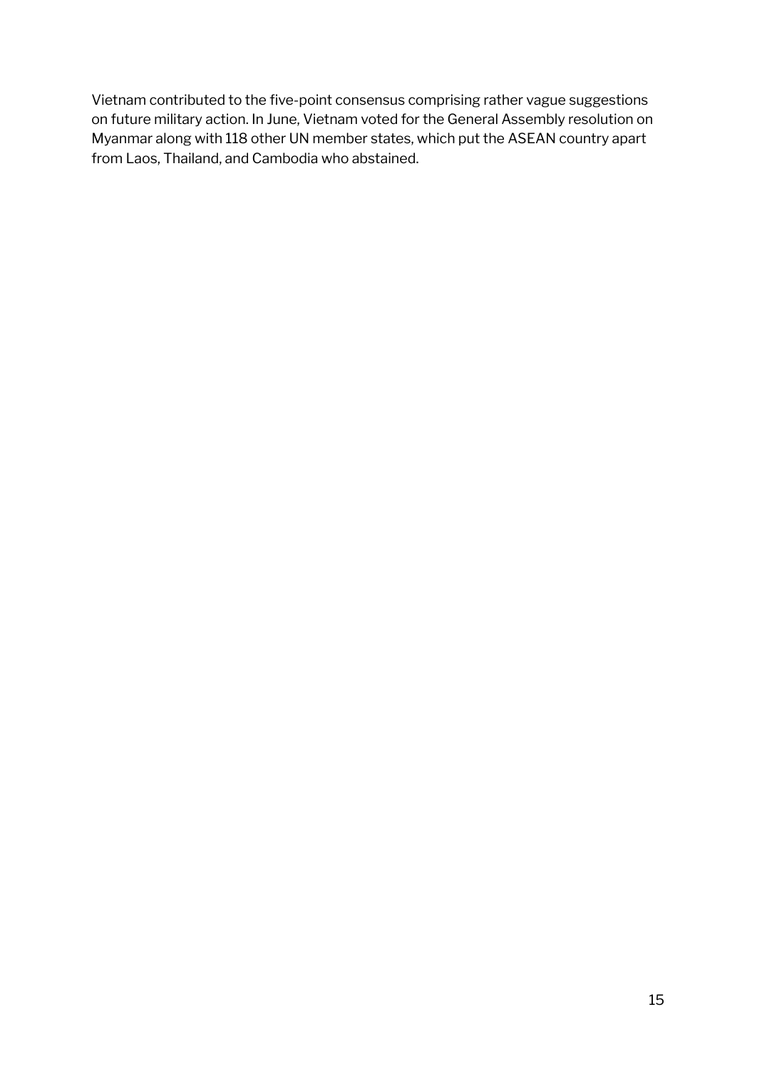Vietnam contributed to the five-point consensus comprising rather vague suggestions on future military action. In June, Vietnam voted for the General Assembly resolution on Myanmar along with 118 other UN member states, which put the ASEAN country apart from Laos, Thailand, and Cambodia who abstained.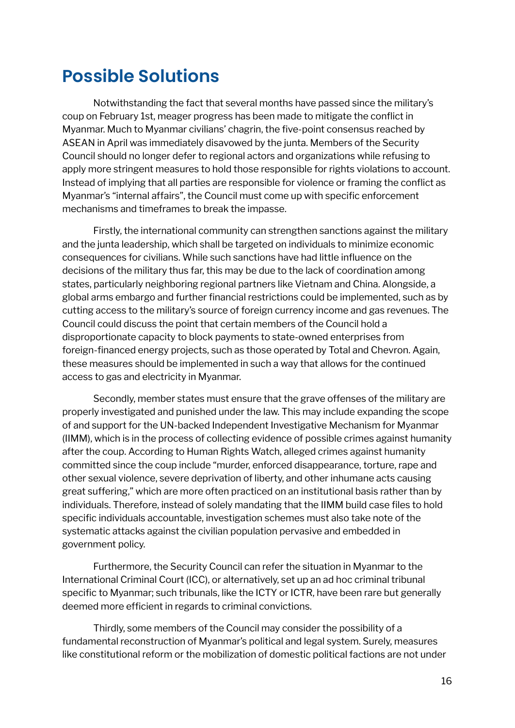## Possible Solutions

Notwithstanding the fact that several months have passed since the military's coup on February 1st, meager progress has been made to mitigate the conflict in Myanmar. Much to Myanmar civilians' chagrin, the five-point consensus reached by ASEAN in April was immediately disavowed by the junta. Members of the Security Council should no longer defer to regional actors and organizations while refusing to apply more stringent measures to hold those responsible for rights violations to account. Instead of implying that all parties are responsible for violence or framing the conflict as Myanmar's "internal affairs", the Council must come up with specific enforcement mechanisms and timeframes to break the impasse.

Firstly, the international community can strengthen sanctions against the military and the junta leadership, which shall be targeted on individuals to minimize economic consequences for civilians. While such sanctions have had little influence on the decisions of the military thus far, this may be due to the lack of coordination among states, particularly neighboring regional partners like Vietnam and China. Alongside, a global arms embargo and further financial restrictions could be implemented, such as by cutting access to the military's source of foreign currency income and gas revenues. The Council could discuss the point that certain members of the Council hold a disproportionate capacity to block payments to state-owned enterprises from foreign-financed energy projects, such as those operated by Total and Chevron. Again, these measures should be implemented in such a way that allows for the continued access to gas and electricity in Myanmar.

Secondly, member states must ensure that the grave offenses of the military are properly investigated and punished under the law. This may include expanding the scope of and support for the UN-backed Independent Investigative Mechanism for Myanmar (IIMM), which is in the process of collecting evidence of possible crimes against humanity after the coup. According to Human Rights Watch, alleged crimes against humanity committed since the coup include "murder, enforced disappearance, torture, rape and other sexual violence, severe deprivation of liberty, and other inhumane acts causing great suffering," which are more often practiced on an institutional basis rather than by individuals. Therefore, instead of solely mandating that the IIMM build case files to hold specific individuals accountable, investigation schemes must also take note of the systematic attacks against the civilian population pervasive and embedded in government policy.

Furthermore, the Security Council can refer the situation in Myanmar to the International Criminal Court (ICC), or alternatively, set up an ad hoc criminal tribunal specific to Myanmar; such tribunals, like the ICTY or ICTR, have been rare but generally deemed more efficient in regards to criminal convictions.

Thirdly, some members of the Council may consider the possibility of a fundamental reconstruction of Myanmar's political and legal system. Surely, measures like constitutional reform or the mobilization of domestic political factions are not under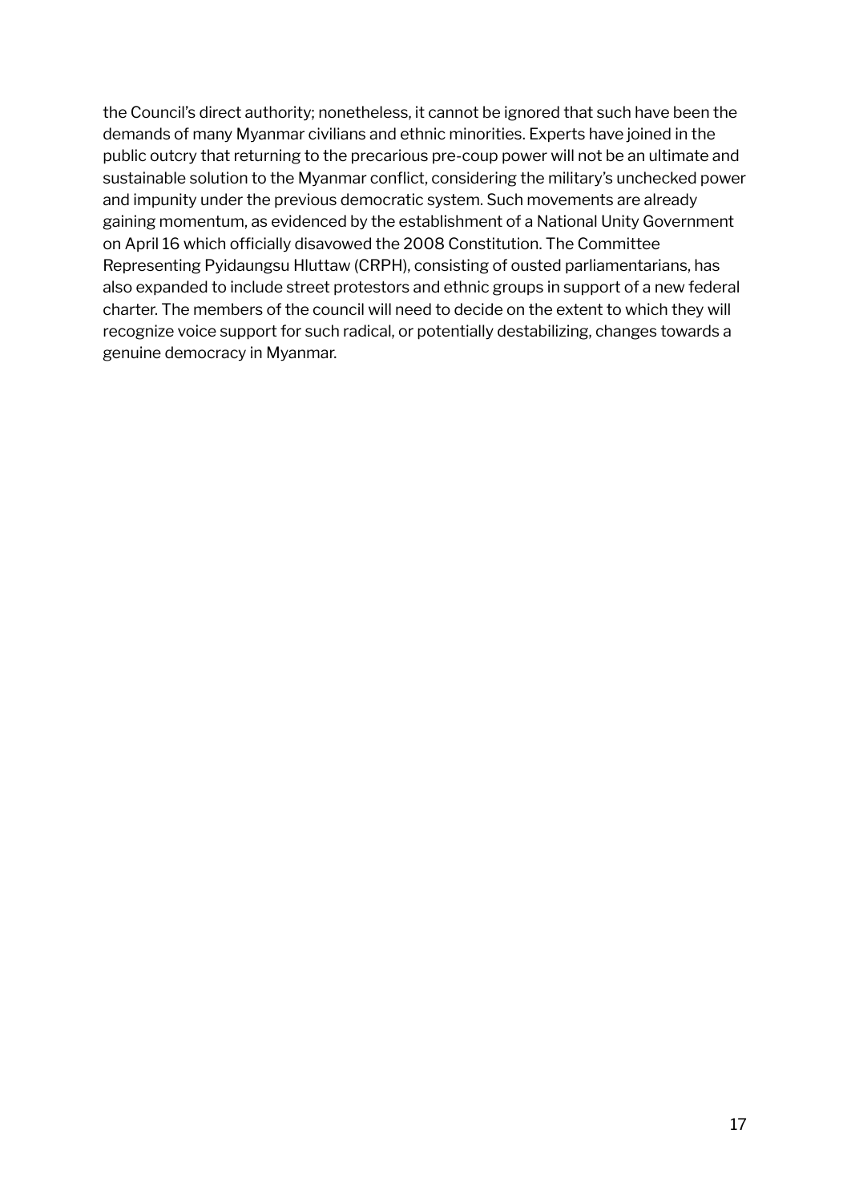the Council's direct authority; nonetheless, it cannot be ignored that such have been the demands of many Myanmar civilians and ethnic minorities. Experts have joined in the public outcry that returning to the precarious pre-coup power will not be an ultimate and sustainable solution to the Myanmar conflict, considering the military's unchecked power and impunity under the previous democratic system. Such movements are already gaining momentum, as evidenced by the establishment of a National Unity Government on April 16 which officially disavowed the 2008 Constitution. The Committee Representing Pyidaungsu Hluttaw (CRPH), consisting of ousted parliamentarians, has also expanded to include street protestors and ethnic groups in support of a new federal charter. The members of the council will need to decide on the extent to which they will recognize voice support for such radical, or potentially destabilizing, changes towards a genuine democracy in Myanmar.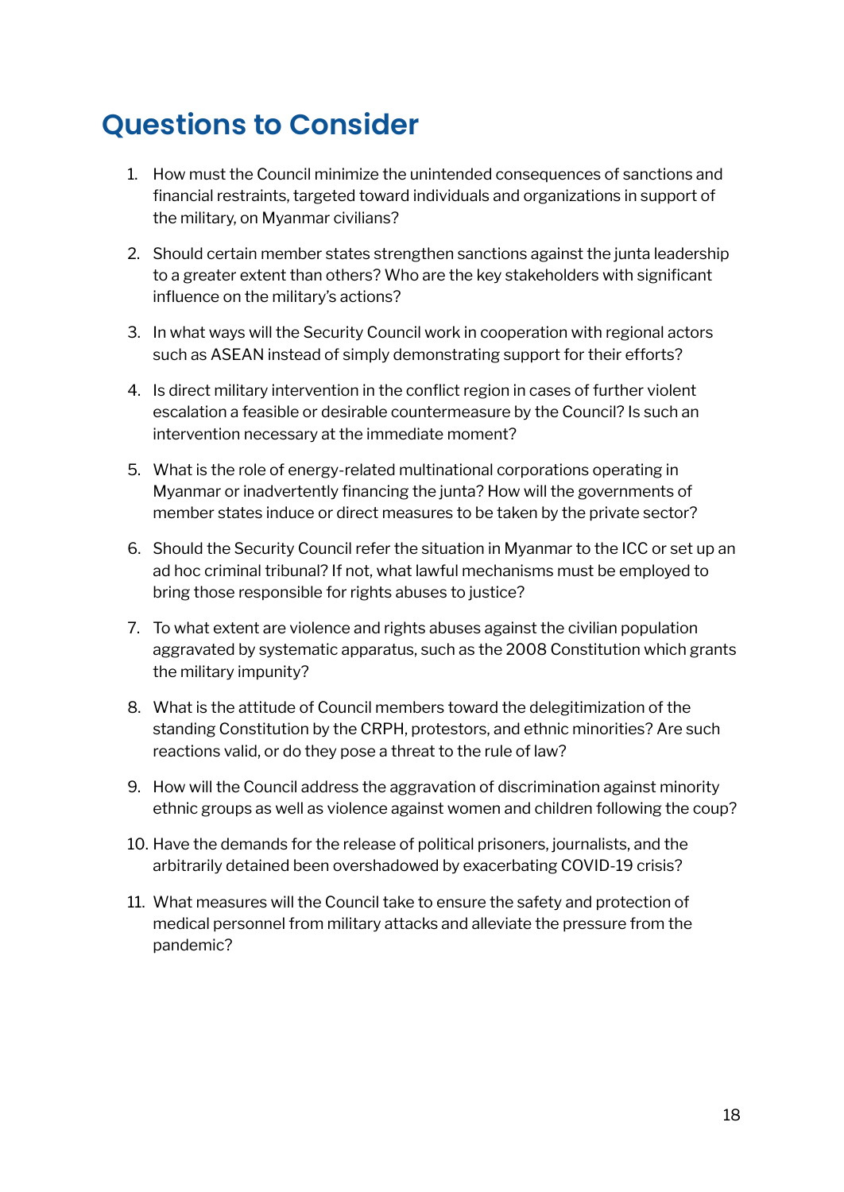# Questions to Consider

1. How must the Council minimize the unintended consequences of sanctions and financial restraints, targeted toward individuals and organizations in support of the military, on Myanmar civilians?

2. Should certain member states strengthen sanctions against the junta leadership to a greater extent than others? Who are the key stakeholders with significant influence on the military's actions?

3. In what ways will the Security Council work in cooperation with regional actors such as ASEAN instead of simply demonstrating support for their efforts?

4. Is direct military intervention in the conflict region in cases of further violent escalation a feasible or desirable countermeasure by the Council? Is such an intervention necessary at the immediate moment?

5. What is the role of energy-related multinational corporations operating in Myanmar or inadvertently financing the junta? How will the governments of member states induce or direct measures to be taken by the private sector?

6. Should the Security Council refer the situation in Myanmar to the ICC or set up an ad hoc criminal tribunal? If not, what lawful mechanisms must be employed to bring those responsible for rights abuses to justice?

7. To what extent are violence and rights abuses against the civilian population aggravated by systematic apparatus, such as the 2008 Constitution which grants the military impunity?

8. What is the attitude of Council members toward the delegitimization of the standing Constitution by the CRPH, protestors, and ethnic minorities? Are such reactions valid, or do they pose a threat to the rule of law?

9. How will the Council address the aggravation of discrimination against minority ethnic groups as well as violence against women and children following the coup?

10. Have the demands for the release of political prisoners, journalists, and the arbitrarily detained been overshadowed by exacerbating COVID-19 crisis?

11. What measures will the Council take to ensure the safety and protection of medical personnel from military attacks and alleviate the pressure from the pandemic?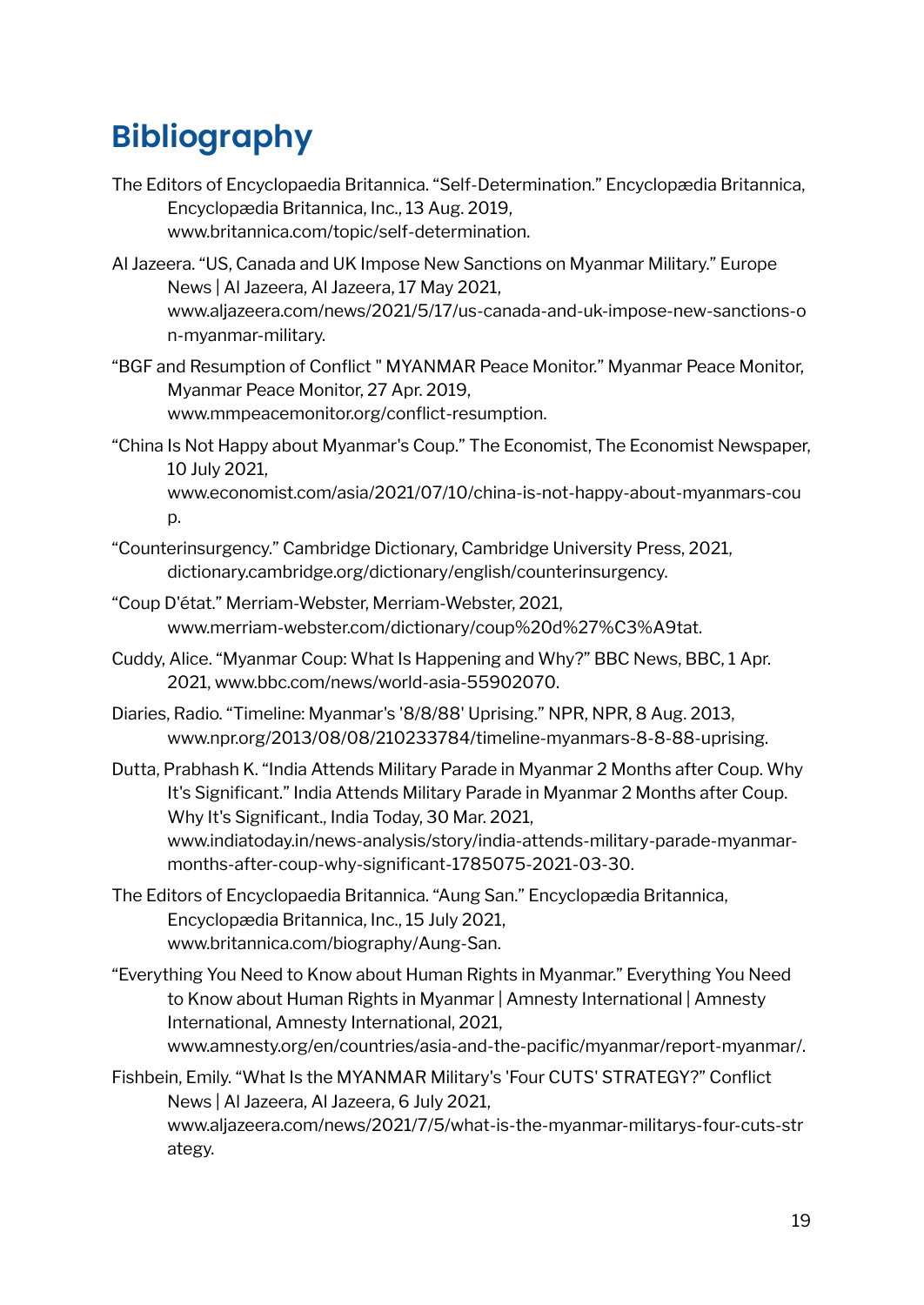# Bibliography

The Editors of Encyclopaedia Britannica. "Self-Determination." Encyclopædia Britannica, Encyclopædia Britannica, Inc., 13 Aug. 2019, www.britannica.com/topic/self-determination.

Al Jazeera. "US, Canada and UK Impose New Sanctions on Myanmar Military." Europe News | Al Jazeera, Al Jazeera, 17 May 2021, www.aljazeera.com/news/2021/5/17/us-canada-and-uk-impose-new-sanctions-on-myanmar-military.

"BGF and Resumption of Conflict " MYANMAR Peace Monitor." Myanmar Peace Monitor, Myanmar Peace Monitor, 27 Apr. 2019, www.mmpeacemonitor.org/conflict-resumption.

"China Is Not Happy about Myanmar's Coup." The Economist, The Economist Newspaper, 10 July 2021, www.economist.com/asia/2021/07/10/china-is-not-happy-about-myanmars-coup.

"Counterinsurgency." Cambridge Dictionary, Cambridge University Press, 2021, dictionary.cambridge.org/dictionary/english/counterinsurgency.

"Coup D'état." Merriam-Webster, Merriam-Webster, 2021, www.merriam-webster.com/dictionary/coup%20d%27%C3%A9tat.

Cuddy, Alice. "Myanmar Coup: What Is Happening and Why?" BBC News, BBC, 1 Apr. 2021, www.bbc.com/news/world-asia-55902070.

Diaries, Radio. "Timeline: Myanmar's '8/8/88' Uprising." NPR, NPR, 8 Aug. 2013, www.npr.org/2013/08/08/210233784/timeline-myanmars-8-8-88-uprising.

Dutta, Prabhash K. "India Attends Military Parade in Myanmar 2 Months after Coup. Why It's Significant." India Attends Military Parade in Myanmar 2 Months after Coup. Why It's Significant., India Today, 30 Mar. 2021, www.indiatoday.in/news-analysis/story/india-attends-military-parade-myanmar-months-after-coup-why-significant-1785075-2021-03-30.

The Editors of Encyclopaedia Britannica. "Aung San." Encyclopædia Britannica, Encyclopædia Britannica, Inc., 15 July 2021, www.britannica.com/biography/Aung-San.

"Everything You Need to Know about Human Rights in Myanmar." Everything You Need to Know about Human Rights in Myanmar | Amnesty International | Amnesty International, Amnesty International, 2021, www.amnesty.org/en/countries/asia-and-the-pacific/myanmar/report-myanmar/.

Fishbein, Emily. "What Is the MYANMAR Military's 'Four CUTS' STRATEGY?" Conflict News | Al Jazeera, Al Jazeera, 6 July 2021, www.aljazeera.com/news/2021/7/5/what-is-the-myanmar-militarys-four-cuts-strategy.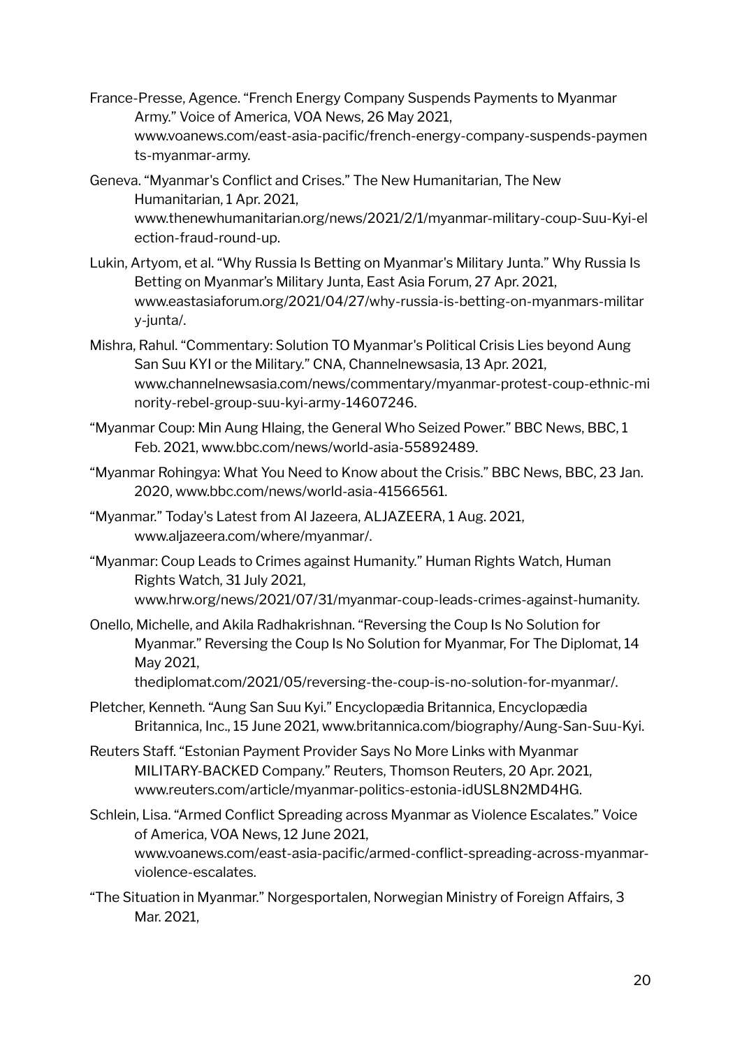France-Presse, Agence. "French Energy Company Suspends Payments to Myanmar Army." Voice of America, VOA News, 26 May 2021, www.voanews.com/east-asia-pacific/french-energy-company-suspends-payments-myanmar-army.

Geneva. "Myanmar's Conflict and Crises." The New Humanitarian, The New Humanitarian, 1 Apr. 2021, www.thenewhumanitarian.org/news/2021/2/1/myanmar-military-coup-Suu-Kyi-election-fraud-round-up.

Lukin, Artyom, et al. "Why Russia Is Betting on Myanmar's Military Junta." Why Russia Is Betting on Myanmar's Military Junta, East Asia Forum, 27 Apr. 2021, www.eastasiaforum.org/2021/04/27/why-russia-is-betting-on-myanmars-military-junta/.

Mishra, Rahul. "Commentary: Solution TO Myanmar's Political Crisis Lies beyond Aung San Suu KYI or the Military." CNA, Channelnewsasia, 13 Apr. 2021, www.channelnewsasia.com/news/commentary/myanmar-protest-coup-ethnic-minority-rebel-group-suu-kyi-army-14607246.

"Myanmar Coup: Min Aung Hlaing, the General Who Seized Power." BBC News, BBC, 1 Feb. 2021, www.bbc.com/news/world-asia-55892489.

"Myanmar Rohingya: What You Need to Know about the Crisis." BBC News, BBC, 23 Jan. 2020, www.bbc.com/news/world-asia-41566561.

"Myanmar." Today's Latest from Al Jazeera, ALJAZEERA, 1 Aug. 2021, www.aljazeera.com/where/myanmar/.

"Myanmar: Coup Leads to Crimes against Humanity." Human Rights Watch, Human Rights Watch, 31 July 2021, www.hrw.org/news/2021/07/31/myanmar-coup-leads-crimes-against-humanity.

Onello, Michelle, and Akila Radhakrishnan. "Reversing the Coup Is No Solution for Myanmar." Reversing the Coup Is No Solution for Myanmar, For The Diplomat, 14 May 2021, thediplomat.com/2021/05/reversing-the-coup-is-no-solution-for-myanmar/.

Pletcher, Kenneth. "Aung San Suu Kyi." Encyclopædia Britannica, Encyclopædia Britannica, Inc., 15 June 2021, www.britannica.com/biography/Aung-San-Suu-Kyi.

Reuters Staff. "Estonian Payment Provider Says No More Links with Myanmar MILITARY-BACKED Company." Reuters, Thomson Reuters, 20 Apr. 2021, www.reuters.com/article/myanmar-politics-estonia-idUSL8N2MD4HG.

Schlein, Lisa. "Armed Conflict Spreading across Myanmar as Violence Escalates." Voice of America, VOA News, 12 June 2021, www.voanews.com/east-asia-pacific/armed-conflict-spreading-across-myanmar-violence-escalates.

"The Situation in Myanmar." Norgesportalen, Norwegian Ministry of Foreign Affairs, 3 Mar. 2021,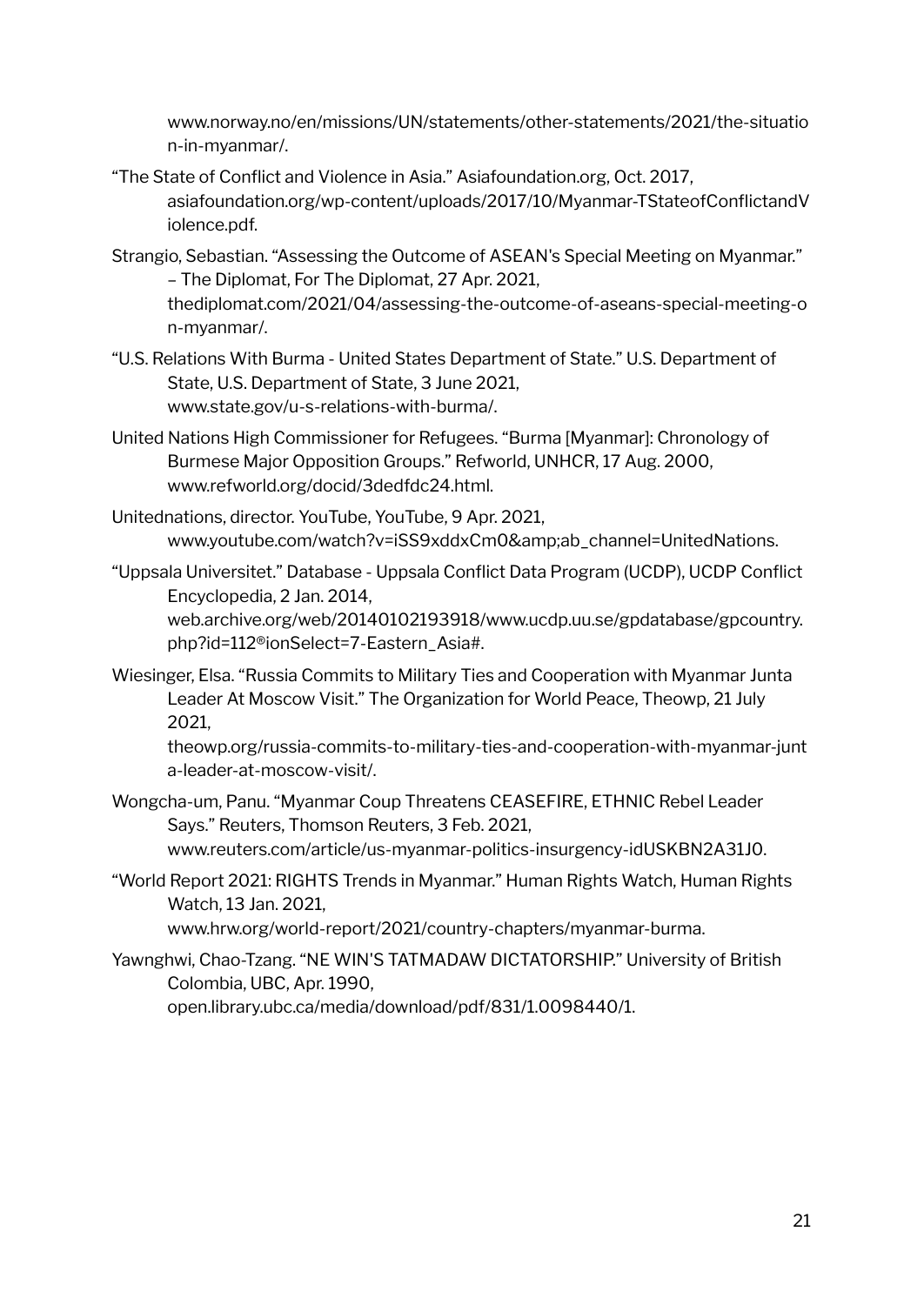www.norway.no/en/missions/UN/statements/other-statements/2021/the-situation-in-myanmar/.

"The State of Conflict and Violence in Asia." Asiafoundation.org, Oct. 2017, asiafoundation.org/wp-content/uploads/2017/10/Myanmar-TStateofConflictandViolence.pdf.

Strangio, Sebastian. "Assessing the Outcome of ASEAN's Special Meeting on Myanmar." – The Diplomat, For The Diplomat, 27 Apr. 2021, thediplomat.com/2021/04/assessing-the-outcome-of-aseans-special-meeting-on-myanmar/.

"U.S. Relations With Burma - United States Department of State." U.S. Department of State, U.S. Department of State, 3 June 2021, www.state.gov/u-s-relations-with-burma/.

United Nations High Commissioner for Refugees. "Burma [Myanmar]: Chronology of Burmese Major Opposition Groups." Refworld, UNHCR, 17 Aug. 2000, www.refworld.org/docid/3dedfdc24.html.

Unitednations, director. YouTube, YouTube, 9 Apr. 2021, www.youtube.com/watch?v=iSS9xddxCm0&amp;ab_channel=UnitedNations.

"Uppsala Universitet." Database - Uppsala Conflict Data Program (UCDP), UCDP Conflict Encyclopedia, 2 Jan. 2014, web.archive.org/web/20140102193918/www.ucdp.uu.se/gpdatabase/gpcountry.php?id=112®ionSelect=7-Eastern_Asia#.

Wiesinger, Elsa. "Russia Commits to Military Ties and Cooperation with Myanmar Junta Leader At Moscow Visit." The Organization for World Peace, Theowp, 21 July 2021, theowp.org/russia-commits-to-military-ties-and-cooperation-with-myanmar-junta-leader-at-moscow-visit/.

Wongcha-um, Panu. "Myanmar Coup Threatens CEASEFIRE, ETHNIC Rebel Leader Says." Reuters, Thomson Reuters, 3 Feb. 2021, www.reuters.com/article/us-myanmar-politics-insurgency-idUSKBN2A31J0.

"World Report 2021: RIGHTS Trends in Myanmar." Human Rights Watch, Human Rights Watch, 13 Jan. 2021, www.hrw.org/world-report/2021/country-chapters/myanmar-burma.

Yawnghwi, Chao-Tzang. "NE WIN'S TATMADAW DICTATORSHIP." University of British Colombia, UBC, Apr. 1990, open.library.ubc.ca/media/download/pdf/831/1.0098440/1.